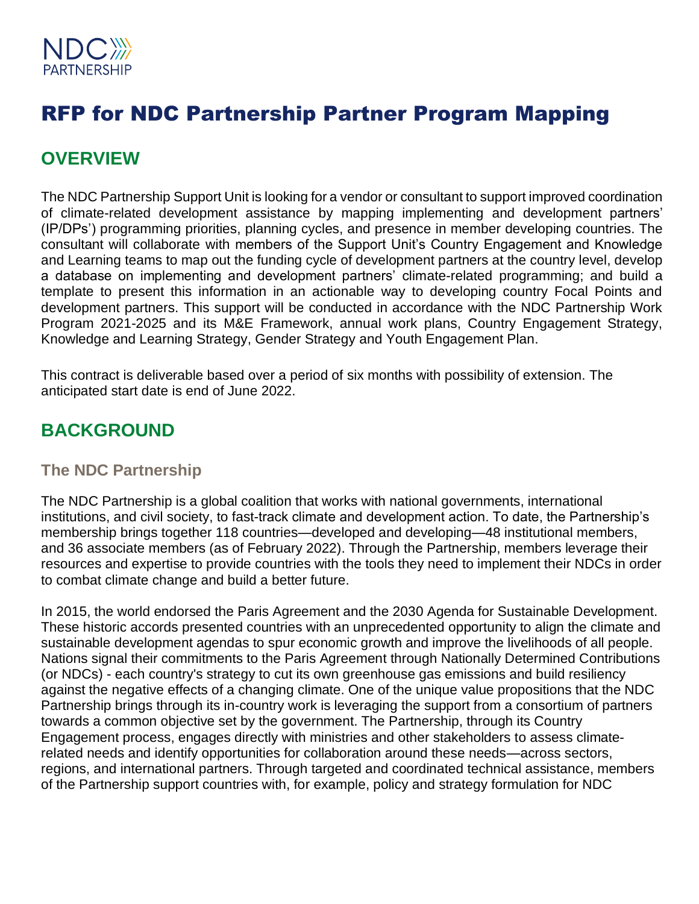NDC PARTNERSHIP

# RFP for NDC Partnership Partner Program Mapping

## OVERVIEW

The NDC Partnership Support Unit is looking for a vendor or consultant to support improved coordination of climate-related development assistance by mapping implementing and development partners' (IP/DPs') programming priorities, planning cycles, and presence in member developing countries. The consultant will collaborate with members of the Support Unit's Country Engagement and Knowledge and Learning teams to map out the funding cycle of development partners at the country level, develop a database on implementing and development partners' climate-related programming; and build a template to present this information in an actionable way to developing country Focal Points and development partners. This support will be conducted in accordance with the NDC Partnership Work Program 2021-2025 and its M&E Framework, annual work plans, Country Engagement Strategy, Knowledge and Learning Strategy, Gender Strategy and Youth Engagement Plan.

This contract is deliverable based over a period of six months with possibility of extension. The anticipated start date is end of June 2022.

## BACKGROUND

### The NDC Partnership

The NDC Partnership is a global coalition that works with national governments, international institutions, and civil society, to fast-track climate and development action. To date, the Partnership's membership brings together 118 countries—developed and developing—48 institutional members, and 36 associate members (as of February 2022). Through the Partnership, members leverage their resources and expertise to provide countries with the tools they need to implement their NDCs in order to combat climate change and build a better future.

In 2015, the world endorsed the Paris Agreement and the 2030 Agenda for Sustainable Development. These historic accords presented countries with an unprecedented opportunity to align the climate and sustainable development agendas to spur economic growth and improve the livelihoods of all people. Nations signal their commitments to the Paris Agreement through Nationally Determined Contributions (or NDCs) - each country's strategy to cut its own greenhouse gas emissions and build resiliency against the negative effects of a changing climate. One of the unique value propositions that the NDC Partnership brings through its in-country work is leveraging the support from a consortium of partners towards a common objective set by the government. The Partnership, through its Country Engagement process, engages directly with ministries and other stakeholders to assess climate-related needs and identify opportunities for collaboration around these needs—across sectors, regions, and international partners. Through targeted and coordinated technical assistance, members of the Partnership support countries with, for example, policy and strategy formulation for NDC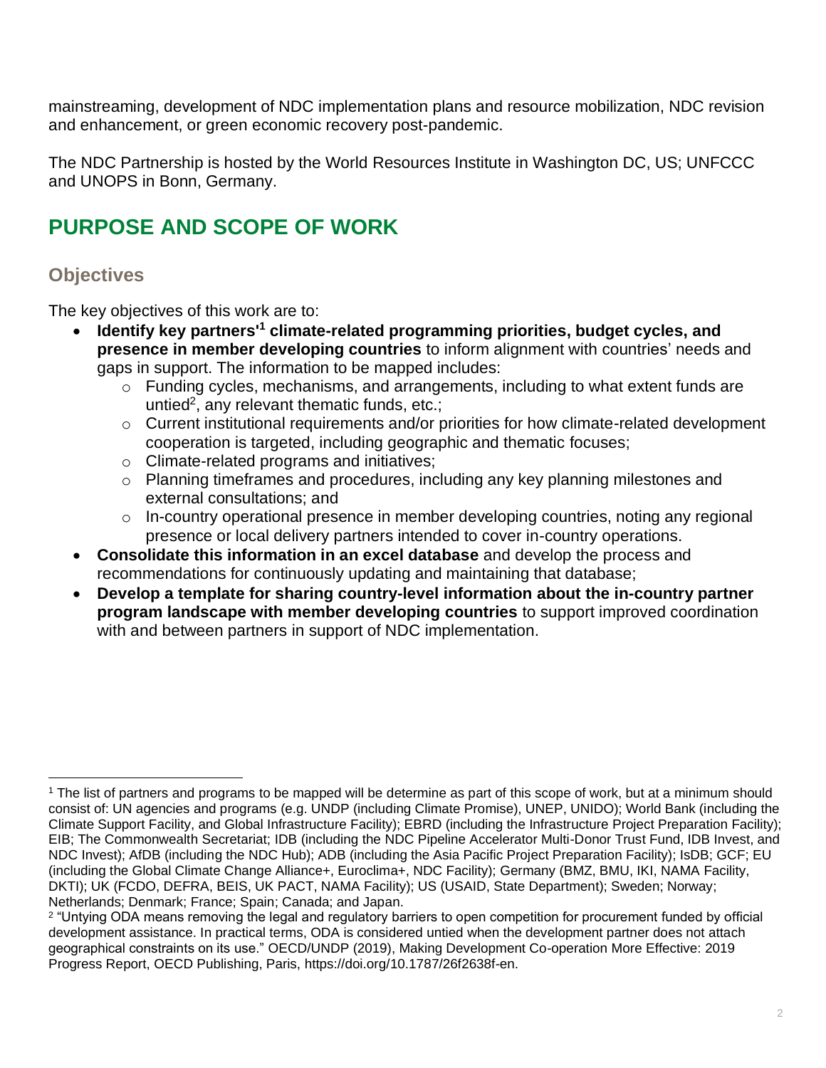mainstreaming, development of NDC implementation plans and resource mobilization, NDC revision and enhancement, or green economic recovery post-pandemic.

The NDC Partnership is hosted by the World Resources Institute in Washington DC, US; UNFCCC and UNOPS in Bonn, Germany.

# PURPOSE AND SCOPE OF WORK

## Objectives

The key objectives of this work are to:

- **Identify key partners'[1] climate-related programming priorities, budget cycles, and presence in member developing countries** to inform alignment with countries' needs and gaps in support. The information to be mapped includes:
  - Funding cycles, mechanisms, and arrangements, including to what extent funds are untied[2], any relevant thematic funds, etc.;
  - Current institutional requirements and/or priorities for how climate-related development cooperation is targeted, including geographic and thematic focuses;
  - Climate-related programs and initiatives;
  - Planning timeframes and procedures, including any key planning milestones and external consultations; and
  - In-country operational presence in member developing countries, noting any regional presence or local delivery partners intended to cover in-country operations.
- **Consolidate this information in an excel database** and develop the process and recommendations for continuously updating and maintaining that database;
- **Develop a template for sharing country-level information about the in-country partner program landscape with member developing countries** to support improved coordination with and between partners in support of NDC implementation.

---

[1] The list of partners and programs to be mapped will be determine as part of this scope of work, but at a minimum should consist of: UN agencies and programs (e.g. UNDP (including Climate Promise), UNEP, UNIDO); World Bank (including the Climate Support Facility, and Global Infrastructure Facility); EBRD (including the Infrastructure Project Preparation Facility); EIB; The Commonwealth Secretariat; IDB (including the NDC Pipeline Accelerator Multi-Donor Trust Fund, IDB Invest, and NDC Invest); AfDB (including the NDC Hub); ADB (including the Asia Pacific Project Preparation Facility); IsDB; GCF; EU (including the Global Climate Change Alliance+, Euroclima+, NDC Facility); Germany (BMZ, BMU, IKI, NAMA Facility, DKTI); UK (FCDO, DEFRA, BEIS, UK PACT, NAMA Facility); US (USAID, State Department); Sweden; Norway; Netherlands; Denmark; France; Spain; Canada; and Japan.

[2] "Untying ODA means removing the legal and regulatory barriers to open competition for procurement funded by official development assistance. In practical terms, ODA is considered untied when the development partner does not attach geographical constraints on its use." OECD/UNDP (2019), Making Development Co-operation More Effective: 2019 Progress Report, OECD Publishing, Paris, https://doi.org/10.1787/26f2638f-en.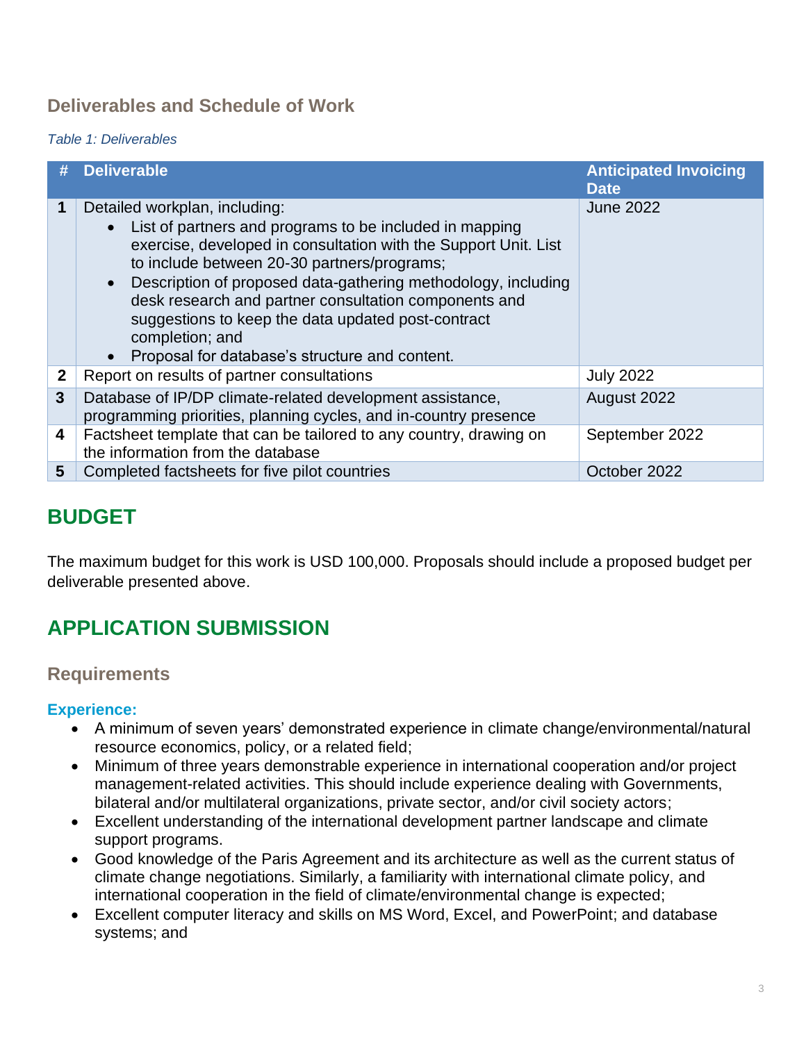### Deliverables and Schedule of Work

*Table 1: Deliverables*

| # | Deliverable | Anticipated Invoicing Date |
|---|---|---|
| 1 | Detailed workplan, including:<br>• List of partners and programs to be included in mapping exercise, developed in consultation with the Support Unit. List to include between 20-30 partners/programs;<br>• Description of proposed data-gathering methodology, including desk research and partner consultation components and suggestions to keep the data updated post-contract completion; and<br>• Proposal for database's structure and content. | June 2022 |
| 2 | Report on results of partner consultations | July 2022 |
| 3 | Database of IP/DP climate-related development assistance, programming priorities, planning cycles, and in-country presence | August 2022 |
| 4 | Factsheet template that can be tailored to any country, drawing on the information from the database | September 2022 |
| 5 | Completed factsheets for five pilot countries | October 2022 |

## BUDGET

The maximum budget for this work is USD 100,000. Proposals should include a proposed budget per deliverable presented above.

## APPLICATION SUBMISSION

### Requirements

#### Experience:

- A minimum of seven years' demonstrated experience in climate change/environmental/natural resource economics, policy, or a related field;
- Minimum of three years demonstrable experience in international cooperation and/or project management-related activities. This should include experience dealing with Governments, bilateral and/or multilateral organizations, private sector, and/or civil society actors;
- Excellent understanding of the international development partner landscape and climate support programs.
- Good knowledge of the Paris Agreement and its architecture as well as the current status of climate change negotiations. Similarly, a familiarity with international climate policy, and international cooperation in the field of climate/environmental change is expected;
- Excellent computer literacy and skills on MS Word, Excel, and PowerPoint; and database systems; and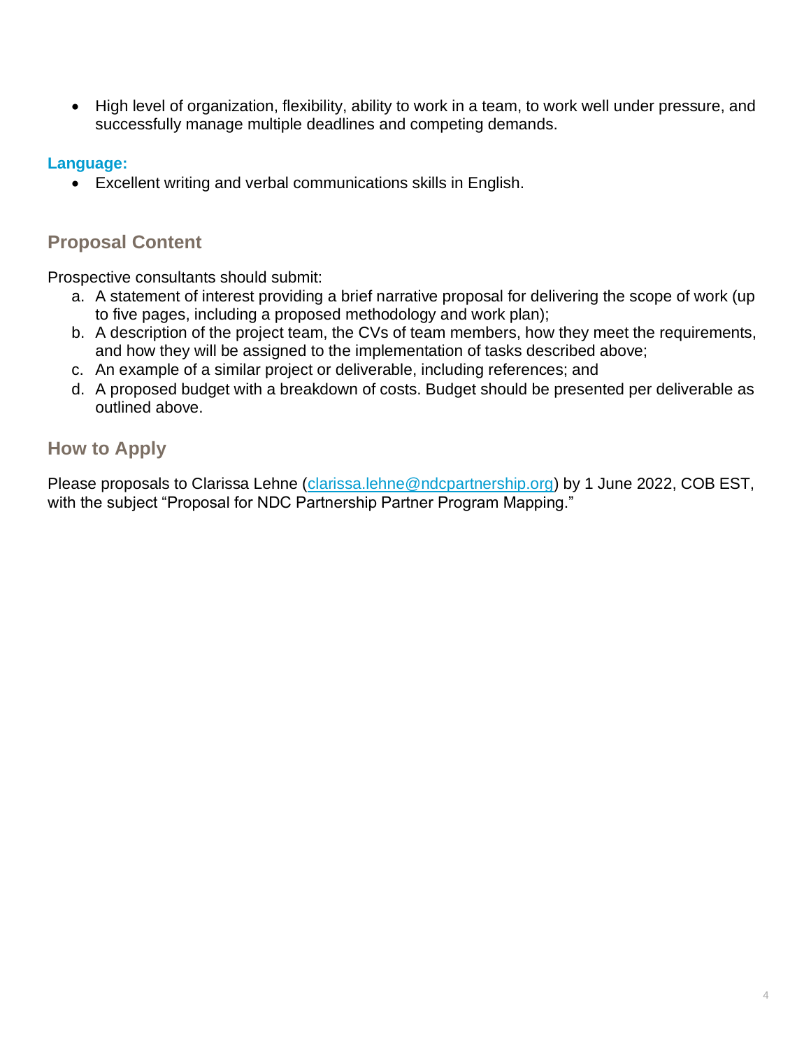- High level of organization, flexibility, ability to work in a team, to work well under pressure, and successfully manage multiple deadlines and competing demands.

**Language:**

- Excellent writing and verbal communications skills in English.

## Proposal Content

Prospective consultants should submit:

a. A statement of interest providing a brief narrative proposal for delivering the scope of work (up to five pages, including a proposed methodology and work plan);
b. A description of the project team, the CVs of team members, how they meet the requirements, and how they will be assigned to the implementation of tasks described above;
c. An example of a similar project or deliverable, including references; and
d. A proposed budget with a breakdown of costs. Budget should be presented per deliverable as outlined above.

## How to Apply

Please proposals to Clarissa Lehne (clarissa.lehne@ndcpartnership.org) by 1 June 2022, COB EST, with the subject "Proposal for NDC Partnership Partner Program Mapping."